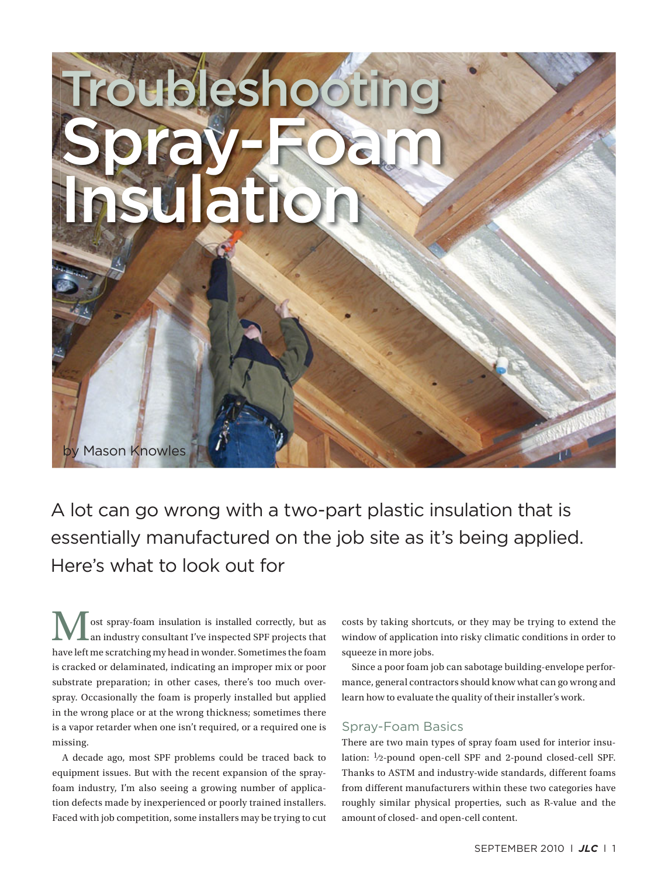# Troubleshooting Spray-Foam Insulation

by Mason Knowles

A lot can go wrong with a two-part plastic insulation that is essentially manufactured on the job site as it's being applied. Here's what to look out for

Most spray-foam insulation is installed correctly, but as an industry consultant I've inspected SPF projects that have left me scratching my head in wonder. Sometimes the foam is cracked or delaminated, indicating an improper mix or poor substrate preparation; in other cases, there's too much overspray. Occasionally the foam is properly installed but applied in the wrong place or at the wrong thickness; sometimes there is a vapor retarder when one isn't required, or a required one is missing.

A decade ago, most SPF problems could be traced back to equipment issues. But with the recent expansion of the spray-foam industry, I'm also seeing a growing number of application defects made by inexperienced or poorly trained installers. Faced with job competition, some installers may be trying to cut costs by taking shortcuts, or they may be trying to extend the window of application into risky climatic conditions in order to squeeze in more jobs.

Since a poor foam job can sabotage building-envelope performance, general contractors should know what can go wrong and learn how to evaluate the quality of their installer's work.

## Spray-Foam Basics

There are two main types of spray foam used for interior insulation: ½-pound open-cell SPF and 2-pound closed-cell SPF. Thanks to ASTM and industry-wide standards, different foams from different manufacturers within these two categories have roughly similar physical properties, such as R-value and the amount of closed- and open-cell content.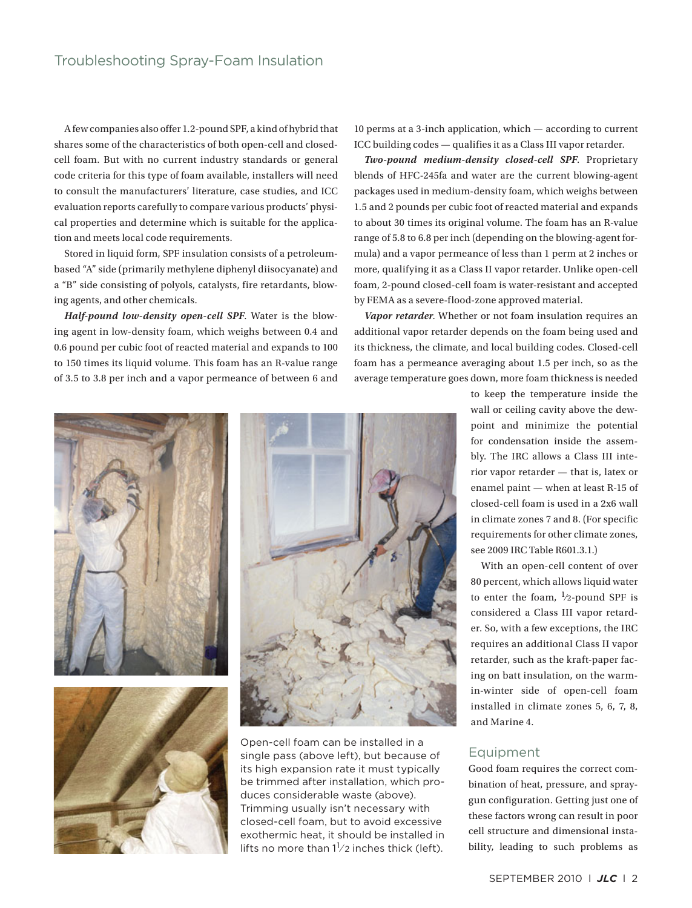A few companies also offer 1.2-pound SPF, a kind of hybrid that shares some of the characteristics of both open-cell and closed-cell foam. But with no current industry standards or general code criteria for this type of foam available, installers will need to consult the manufacturers' literature, case studies, and ICC evaluation reports carefully to compare various products' physical properties and determine which is suitable for the application and meets local code requirements.

Stored in liquid form, SPF insulation consists of a petroleum-based "A" side (primarily methylene diphenyl diisocyanate) and a "B" side consisting of polyols, catalysts, fire retardants, blowing agents, and other chemicals.

***Half-pound low-density open-cell SPF.*** Water is the blowing agent in low-density foam, which weighs between 0.4 and 0.6 pound per cubic foot of reacted material and expands to 100 to 150 times its liquid volume. This foam has an R-value range of 3.5 to 3.8 per inch and a vapor permeance of between 6 and 10 perms at a 3-inch application, which — according to current ICC building codes — qualifies it as a Class III vapor retarder.

***Two-pound medium-density closed-cell SPF.*** Proprietary blends of HFC-245fa and water are the current blowing-agent packages used in medium-density foam, which weighs between 1.5 and 2 pounds per cubic foot of reacted material and expands to about 30 times its original volume. The foam has an R-value range of 5.8 to 6.8 per inch (depending on the blowing-agent formula) and a vapor permeance of less than 1 perm at 2 inches or more, qualifying it as a Class II vapor retarder. Unlike open-cell foam, 2-pound closed-cell foam is water-resistant and accepted by FEMA as a severe-flood-zone approved material.

***Vapor retarder.*** Whether or not foam insulation requires an additional vapor retarder depends on the foam being used and its thickness, the climate, and local building codes. Closed-cell foam has a permeance averaging about 1.5 per inch, so as the average temperature goes down, more foam thickness is needed to keep the temperature inside the wall or ceiling cavity above the dew-point and minimize the potential for condensation inside the assembly. The IRC allows a Class III interior vapor retarder — that is, latex or enamel paint — when at least R-15 of closed-cell foam is used in a 2x6 wall in climate zones 7 and 8. (For specific requirements for other climate zones, see 2009 IRC Table R601.3.1.)

With an open-cell content of over 80 percent, which allows liquid water to enter the foam, ½-pound SPF is considered a Class III vapor retarder. So, with a few exceptions, the IRC requires an additional Class II vapor retarder, such as the kraft-paper facing on batt insulation, on the warm-in-winter side of open-cell foam installed in climate zones 5, 6, 7, 8, and Marine 4.

Open-cell foam can be installed in a single pass (above left), but because of its high expansion rate it must typically be trimmed after installation, which produces considerable waste (above). Trimming usually isn't necessary with closed-cell foam, but to avoid excessive exothermic heat, it should be installed in lifts no more than 1½ inches thick (left).

## Equipment

Good foam requires the correct combination of heat, pressure, and spray-gun configuration. Getting just one of these factors wrong can result in poor cell structure and dimensional instability, leading to such problems as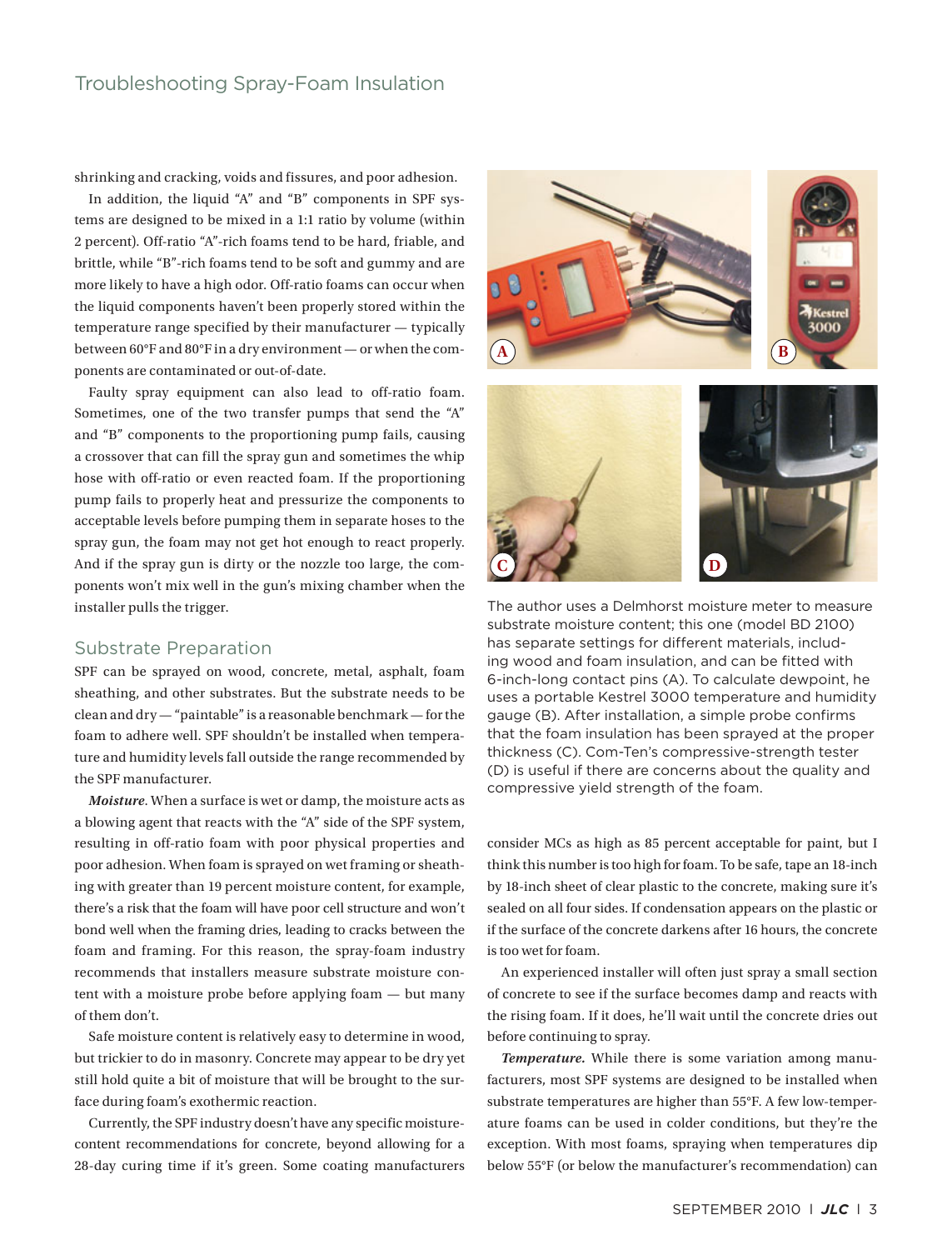shrinking and cracking, voids and fissures, and poor adhesion.

In addition, the liquid "A" and "B" components in SPF systems are designed to be mixed in a 1:1 ratio by volume (within 2 percent). Off-ratio "A"-rich foams tend to be hard, friable, and brittle, while "B"-rich foams tend to be soft and gummy and are more likely to have a high odor. Off-ratio foams can occur when the liquid components haven't been properly stored within the temperature range specified by their manufacturer — typically between 60°F and 80°F in a dry environment — or when the components are contaminated or out-of-date.

Faulty spray equipment can also lead to off-ratio foam. Sometimes, one of the two transfer pumps that send the "A" and "B" components to the proportioning pump fails, causing a crossover that can fill the spray gun and sometimes the whip hose with off-ratio or even reacted foam. If the proportioning pump fails to properly heat and pressurize the components to acceptable levels before pumping them in separate hoses to the spray gun, the foam may not get hot enough to react properly. And if the spray gun is dirty or the nozzle too large, the components won't mix well in the gun's mixing chamber when the installer pulls the trigger.

## Substrate Preparation

SPF can be sprayed on wood, concrete, metal, asphalt, foam sheathing, and other substrates. But the substrate needs to be clean and dry — "paintable" is a reasonable benchmark — for the foam to adhere well. SPF shouldn't be installed when temperature and humidity levels fall outside the range recommended by the SPF manufacturer.

***Moisture.*** When a surface is wet or damp, the moisture acts as a blowing agent that reacts with the "A" side of the SPF system, resulting in off-ratio foam with poor physical properties and poor adhesion. When foam is sprayed on wet framing or sheathing with greater than 19 percent moisture content, for example, there's a risk that the foam will have poor cell structure and won't bond well when the framing dries, leading to cracks between the foam and framing. For this reason, the spray-foam industry recommends that installers measure substrate moisture content with a moisture probe before applying foam — but many of them don't.

Safe moisture content is relatively easy to determine in wood, but trickier to do in masonry. Concrete may appear to be dry yet still hold quite a bit of moisture that will be brought to the surface during foam's exothermic reaction.

Currently, the SPF industry doesn't have any specific moisture-content recommendations for concrete, beyond allowing for a 28-day curing time if it's green. Some coating manufacturers consider MCs as high as 85 percent acceptable for paint, but I think this number is too high for foam. To be safe, tape an 18-inch by 18-inch sheet of clear plastic to the concrete, making sure it's sealed on all four sides. If condensation appears on the plastic or if the surface of the concrete darkens after 16 hours, the concrete is too wet for foam.

An experienced installer will often just spray a small section of concrete to see if the surface becomes damp and reacts with the rising foam. If it does, he'll wait until the concrete dries out before continuing to spray.

***Temperature.*** While there is some variation among manufacturers, most SPF systems are designed to be installed when substrate temperatures are higher than 55°F. A few low-temperature foams can be used in colder conditions, but they're the exception. With most foams, spraying when temperatures dip below 55°F (or below the manufacturer's recommendation) can

The author uses a Delmhorst moisture meter to measure substrate moisture content; this one (model BD 2100) has separate settings for different materials, including wood and foam insulation, and can be fitted with 6-inch-long contact pins (A). To calculate dewpoint, he uses a portable Kestrel 3000 temperature and humidity gauge (B). After installation, a simple probe confirms that the foam insulation has been sprayed at the proper thickness (C). Com-Ten's compressive-strength tester (D) is useful if there are concerns about the quality and compressive yield strength of the foam.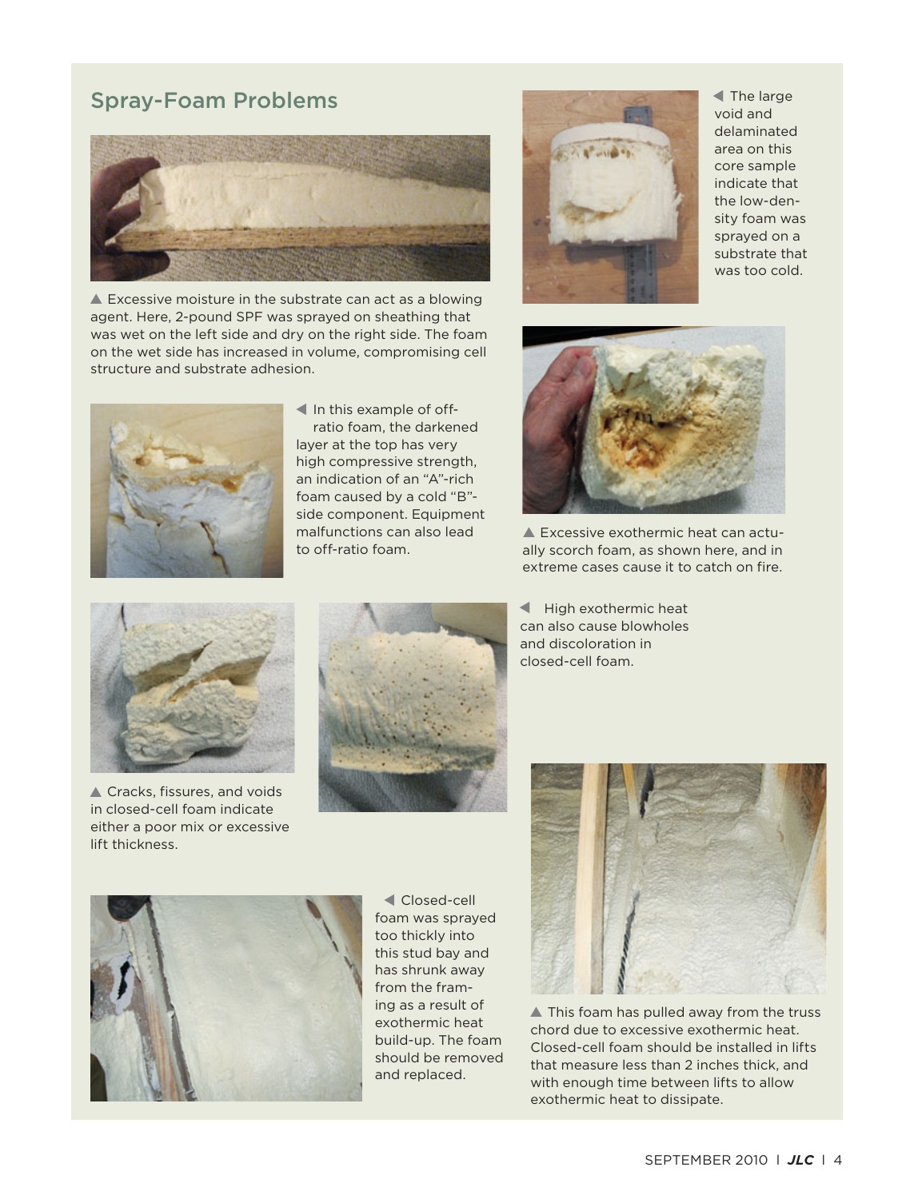## Spray-Foam Problems

▲ Excessive moisture in the substrate can act as a blowing agent. Here, 2-pound SPF was sprayed on sheathing that was wet on the left side and dry on the right side. The foam on the wet side has increased in volume, compromising cell structure and substrate adhesion.

◀ The large void and delaminated area on this core sample indicate that the low-density foam was sprayed on a substrate that was too cold.

◀ In this example of off-ratio foam, the darkened layer at the top has very high compressive strength, an indication of an "A"-rich foam caused by a cold "B"-side component. Equipment malfunctions can also lead to off-ratio foam.

▲ Excessive exothermic heat can actually scorch foam, as shown here, and in extreme cases cause it to catch on fire.

▲ Cracks, fissures, and voids in closed-cell foam indicate either a poor mix or excessive lift thickness.

◀ High exothermic heat can also cause blowholes and discoloration in closed-cell foam.

◀ Closed-cell foam was sprayed too thickly into this stud bay and has shrunk away from the framing as a result of exothermic heat build-up. The foam should be removed and replaced.

▲ This foam has pulled away from the truss chord due to excessive exothermic heat. Closed-cell foam should be installed in lifts that measure less than 2 inches thick, and with enough time between lifts to allow exothermic heat to dissipate.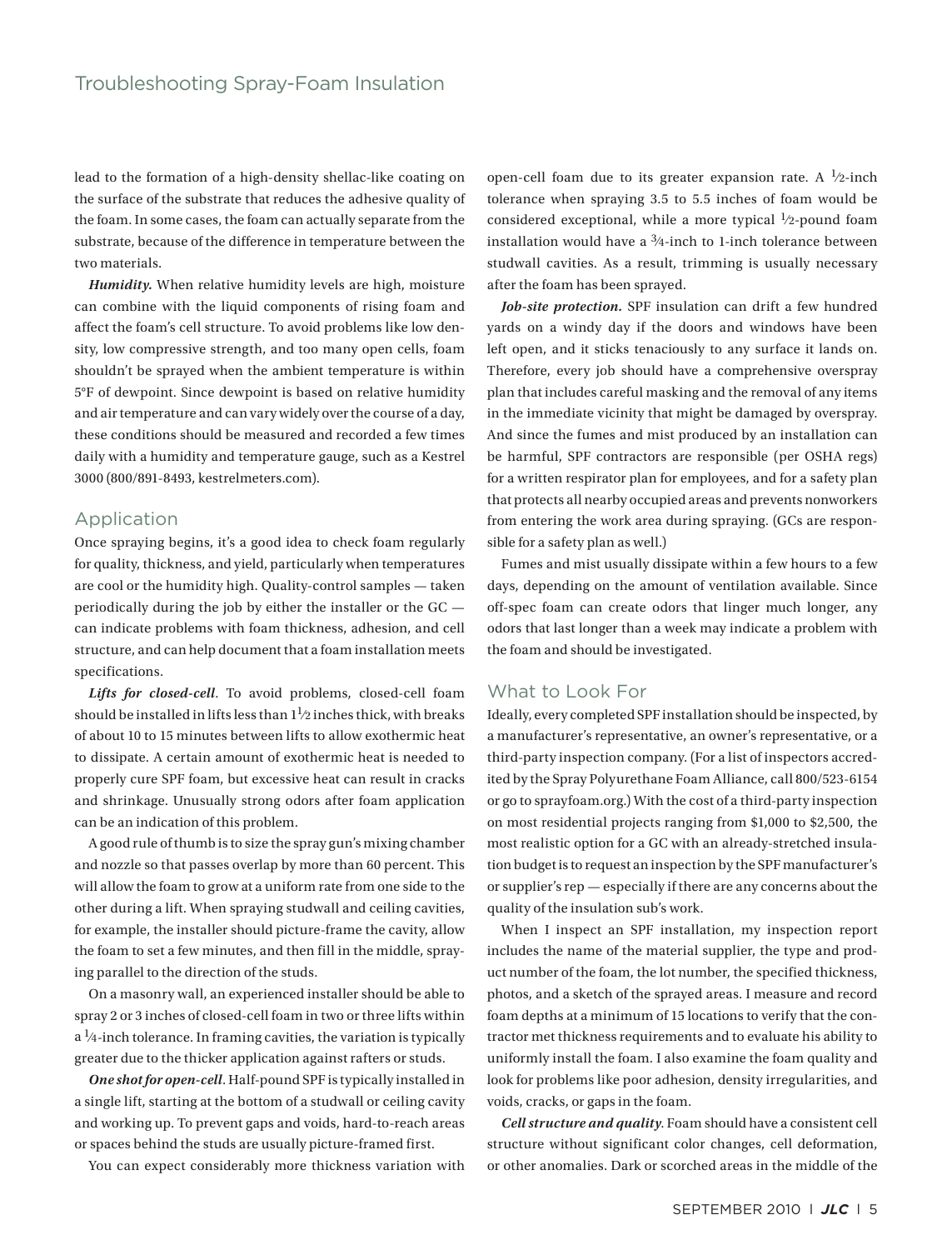lead to the formation of a high-density shellac-like coating on the surface of the substrate that reduces the adhesive quality of the foam. In some cases, the foam can actually separate from the substrate, because of the difference in temperature between the two materials.

***Humidity.*** When relative humidity levels are high, moisture can combine with the liquid components of rising foam and affect the foam's cell structure. To avoid problems like low density, low compressive strength, and too many open cells, foam shouldn't be sprayed when the ambient temperature is within 5°F of dewpoint. Since dewpoint is based on relative humidity and air temperature and can vary widely over the course of a day, these conditions should be measured and recorded a few times daily with a humidity and temperature gauge, such as a Kestrel 3000 (800/891-8493, kestrelmeters.com).

## Application

Once spraying begins, it's a good idea to check foam regularly for quality, thickness, and yield, particularly when temperatures are cool or the humidity high. Quality-control samples — taken periodically during the job by either the installer or the GC — can indicate problems with foam thickness, adhesion, and cell structure, and can help document that a foam installation meets specifications.

***Lifts for closed-cell***. To avoid problems, closed-cell foam should be installed in lifts less than 1½ inches thick, with breaks of about 10 to 15 minutes between lifts to allow exothermic heat to dissipate. A certain amount of exothermic heat is needed to properly cure SPF foam, but excessive heat can result in cracks and shrinkage. Unusually strong odors after foam application can be an indication of this problem.

A good rule of thumb is to size the spray gun's mixing chamber and nozzle so that passes overlap by more than 60 percent. This will allow the foam to grow at a uniform rate from one side to the other during a lift. When spraying studwall and ceiling cavities, for example, the installer should picture-frame the cavity, allow the foam to set a few minutes, and then fill in the middle, spraying parallel to the direction of the studs.

On a masonry wall, an experienced installer should be able to spray 2 or 3 inches of closed-cell foam in two or three lifts within a ¼-inch tolerance. In framing cavities, the variation is typically greater due to the thicker application against rafters or studs.

***One shot for open-cell***. Half-pound SPF is typically installed in a single lift, starting at the bottom of a studwall or ceiling cavity and working up. To prevent gaps and voids, hard-to-reach areas or spaces behind the studs are usually picture-framed first.

You can expect considerably more thickness variation with open-cell foam due to its greater expansion rate. A ½-inch tolerance when spraying 3.5 to 5.5 inches of foam would be considered exceptional, while a more typical ½-pound foam installation would have a ¾-inch to 1-inch tolerance between studwall cavities. As a result, trimming is usually necessary after the foam has been sprayed.

***Job-site protection.*** SPF insulation can drift a few hundred yards on a windy day if the doors and windows have been left open, and it sticks tenaciously to any surface it lands on. Therefore, every job should have a comprehensive overspray plan that includes careful masking and the removal of any items in the immediate vicinity that might be damaged by overspray. And since the fumes and mist produced by an installation can be harmful, SPF contractors are responsible (per OSHA regs) for a written respirator plan for employees, and for a safety plan that protects all nearby occupied areas and prevents nonworkers from entering the work area during spraying. (GCs are responsible for a safety plan as well.)

Fumes and mist usually dissipate within a few hours to a few days, depending on the amount of ventilation available. Since off-spec foam can create odors that linger much longer, any odors that last longer than a week may indicate a problem with the foam and should be investigated.

## What to Look For

Ideally, every completed SPF installation should be inspected, by a manufacturer's representative, an owner's representative, or a third-party inspection company. (For a list of inspectors accredited by the Spray Polyurethane Foam Alliance, call 800/523-6154 or go to sprayfoam.org.) With the cost of a third-party inspection on most residential projects ranging from $1,000 to $2,500, the most realistic option for a GC with an already-stretched insulation budget is to request an inspection by the SPF manufacturer's or supplier's rep — especially if there are any concerns about the quality of the insulation sub's work.

When I inspect an SPF installation, my inspection report includes the name of the material supplier, the type and product number of the foam, the lot number, the specified thickness, photos, and a sketch of the sprayed areas. I measure and record foam depths at a minimum of 15 locations to verify that the contractor met thickness requirements and to evaluate his ability to uniformly install the foam. I also examine the foam quality and look for problems like poor adhesion, density irregularities, and voids, cracks, or gaps in the foam.

***Cell structure and quality***. Foam should have a consistent cell structure without significant color changes, cell deformation, or other anomalies. Dark or scorched areas in the middle of the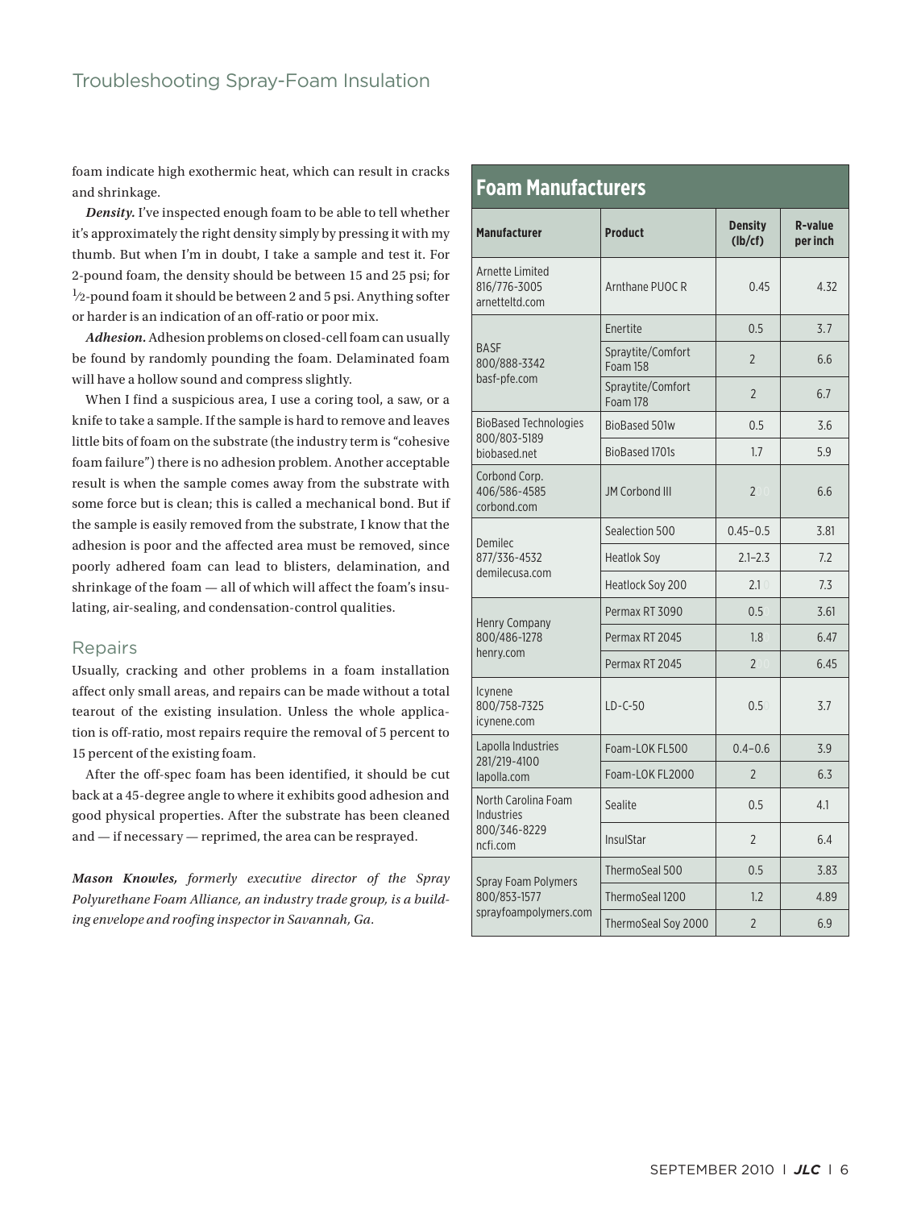foam indicate high exothermic heat, which can result in cracks and shrinkage.

***Density.*** I've inspected enough foam to be able to tell whether it's approximately the right density simply by pressing it with my thumb. But when I'm in doubt, I take a sample and test it. For 2-pound foam, the density should be between 15 and 25 psi; for ½-pound foam it should be between 2 and 5 psi. Anything softer or harder is an indication of an off-ratio or poor mix.

***Adhesion.*** Adhesion problems on closed-cell foam can usually be found by randomly pounding the foam. Delaminated foam will have a hollow sound and compress slightly.

When I find a suspicious area, I use a coring tool, a saw, or a knife to take a sample. If the sample is hard to remove and leaves little bits of foam on the substrate (the industry term is "cohesive foam failure") there is no adhesion problem. Another acceptable result is when the sample comes away from the substrate with some force but is clean; this is called a mechanical bond. But if the sample is easily removed from the substrate, I know that the adhesion is poor and the affected area must be removed, since poorly adhered foam can lead to blisters, delamination, and shrinkage of the foam — all of which will affect the foam's insulating, air-sealing, and condensation-control qualities.

## Repairs

Usually, cracking and other problems in a foam installation affect only small areas, and repairs can be made without a total tearout of the existing insulation. Unless the whole application is off-ratio, most repairs require the removal of 5 percent to 15 percent of the existing foam.

After the off-spec foam has been identified, it should be cut back at a 45-degree angle to where it exhibits good adhesion and good physical properties. After the substrate has been cleaned and — if necessary — reprimed, the area can be resprayed.

***Mason Knowles,*** *formerly executive director of the Spray Polyurethane Foam Alliance, an industry trade group, is a building envelope and roofing inspector in Savannah, Ga.*

## Foam Manufacturers

| Manufacturer | Product | Density (lb/cf) | R-value per inch |
|---|---|---|---|
| Arnette Limited 816/776-3005 arnetteltd.com | Arnthane PUOC R | 0.45 | 4.32 |
| BASF 800/888-3342 basf-pfe.com | Enertite | 0.5 | 3.7 |
| | Spraytite/Comfort Foam 158 | 2 | 6.6 |
| | Spraytite/Comfort Foam 178 | 2 | 6.7 |
| BioBased Technologies 800/803-5189 biobased.net | BioBased 501w | 0.5 | 3.6 |
| | BioBased 1701s | 1.7 | 5.9 |
| Corbond Corp. 406/586-4585 corbond.com | JM Corbond III | 2 | 6.6 |
| Demilec 877/336-4532 demilecusa.com | Sealection 500 | 0.45–0.5 | 3.81 |
| | Heatlok Soy | 2.1–2.3 | 7.2 |
| | Heatlock Soy 200 | 2.1 | 7.3 |
| Henry Company 800/486-1278 henry.com | Permax RT 3090 | 0.5 | 3.61 |
| | Permax RT 2045 | 1.8 | 6.47 |
| | Permax RT 2045 | 2 | 6.45 |
| Icynene 800/758-7325 icynene.com | LD-C-50 | 0.5 | 3.7 |
| Lapolla Industries 281/219-4100 lapolla.com | Foam-LOK FL500 | 0.4–0.6 | 3.9 |
| | Foam-LOK FL2000 | 2 | 6.3 |
| North Carolina Foam Industries 800/346-8229 ncfi.com | Sealite | 0.5 | 4.1 |
| | InsulStar | 2 | 6.4 |
| Spray Foam Polymers 800/853-1577 sprayfoampolymers.com | ThermoSeal 500 | 0.5 | 3.83 |
| | ThermoSeal 1200 | 1.2 | 4.89 |
| | ThermoSeal Soy 2000 | 2 | 6.9 |